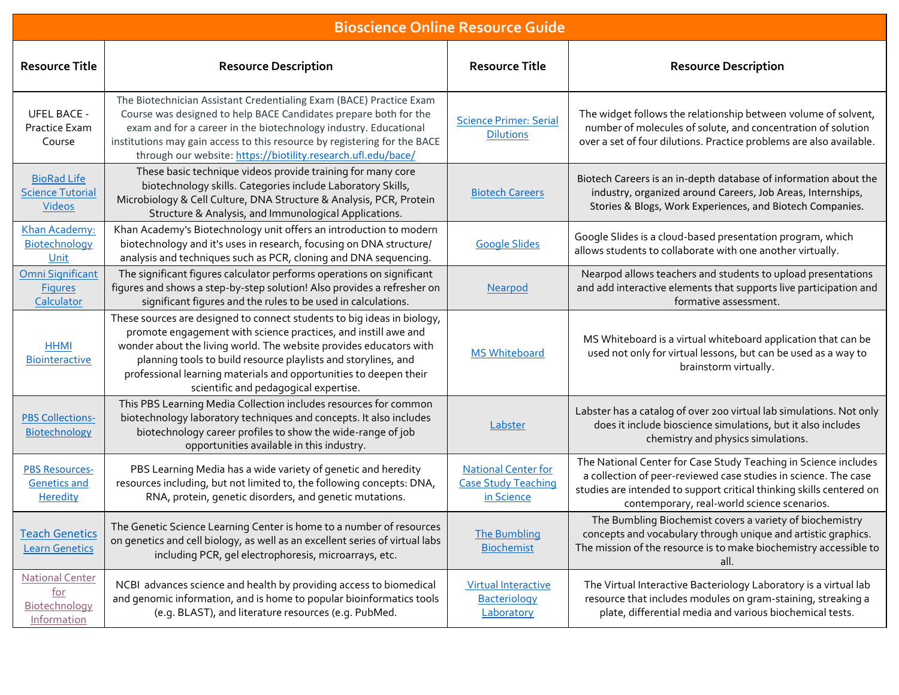# Bioscience Online Resource Guide

| Resource Title | Resource Description | Resource Title | Resource Description |
|---|---|---|---|
| UFEL BACE - Practice Exam Course | The Biotechnician Assistant Credentialing Exam (BACE) Practice Exam Course was designed to help BACE Candidates prepare both for the exam and for a career in the biotechnology industry. Educational institutions may gain access to this resource by registering for the BACE through our website: https://biotility.research.ufl.edu/bace/ | Science Primer: Serial Dilutions | The widget follows the relationship between volume of solvent, number of molecules of solute, and concentration of solution over a set of four dilutions. Practice problems are also available. |
| BioRad Life Science Tutorial Videos | These basic technique videos provide training for many core biotechnology skills. Categories include Laboratory Skills, Microbiology & Cell Culture, DNA Structure & Analysis, PCR, Protein Structure & Analysis, and Immunological Applications. | Biotech Careers | Biotech Careers is an in-depth database of information about the industry, organized around Careers, Job Areas, Internships, Stories & Blogs, Work Experiences, and Biotech Companies. |
| Khan Academy: Biotechnology Unit | Khan Academy's Biotechnology unit offers an introduction to modern biotechnology and it's uses in research, focusing on DNA structure/ analysis and techniques such as PCR, cloning and DNA sequencing. | Google Slides | Google Slides is a cloud-based presentation program, which allows students to collaborate with one another virtually. |
| Omni Significant Figures Calculator | The significant figures calculator performs operations on significant figures and shows a step-by-step solution! Also provides a refresher on significant figures and the rules to be used in calculations. | Nearpod | Nearpod allows teachers and students to upload presentations and add interactive elements that supports live participation and formative assessment. |
| HHMI Biointeractive | These sources are designed to connect students to big ideas in biology, promote engagement with science practices, and instill awe and wonder about the living world. The website provides educators with planning tools to build resource playlists and storylines, and professional learning materials and opportunities to deepen their scientific and pedagogical expertise. | MS Whiteboard | MS Whiteboard is a virtual whiteboard application that can be used not only for virtual lessons, but can be used as a way to brainstorm virtually. |
| PBS Collections-Biotechnology | This PBS Learning Media Collection includes resources for common biotechnology laboratory techniques and concepts. It also includes biotechnology career profiles to show the wide-range of job opportunities available in this industry. | Labster | Labster has a catalog of over 200 virtual lab simulations. Not only does it include bioscience simulations, but it also includes chemistry and physics simulations. |
| PBS Resources-Genetics and Heredity | PBS Learning Media has a wide variety of genetic and heredity resources including, but not limited to, the following concepts: DNA, RNA, protein, genetic disorders, and genetic mutations. | National Center for Case Study Teaching in Science | The National Center for Case Study Teaching in Science includes a collection of peer-reviewed case studies in science. The case studies are intended to support critical thinking skills centered on contemporary, real-world science scenarios. |
| Teach Genetics Learn Genetics | The Genetic Science Learning Center is home to a number of resources on genetics and cell biology, as well as an excellent series of virtual labs including PCR, gel electrophoresis, microarrays, etc. | The Bumbling Biochemist | The Bumbling Biochemist covers a variety of biochemistry concepts and vocabulary through unique and artistic graphics. The mission of the resource is to make biochemistry accessible to all. |
| National Center for Biotechnology Information | NCBI advances science and health by providing access to biomedical and genomic information, and is home to popular bioinformatics tools (e.g. BLAST), and literature resources (e.g. PubMed. | Virtual Interactive Bacteriology Laboratory | The Virtual Interactive Bacteriology Laboratory is a virtual lab resource that includes modules on gram-staining, streaking a plate, differential media and various biochemical tests. |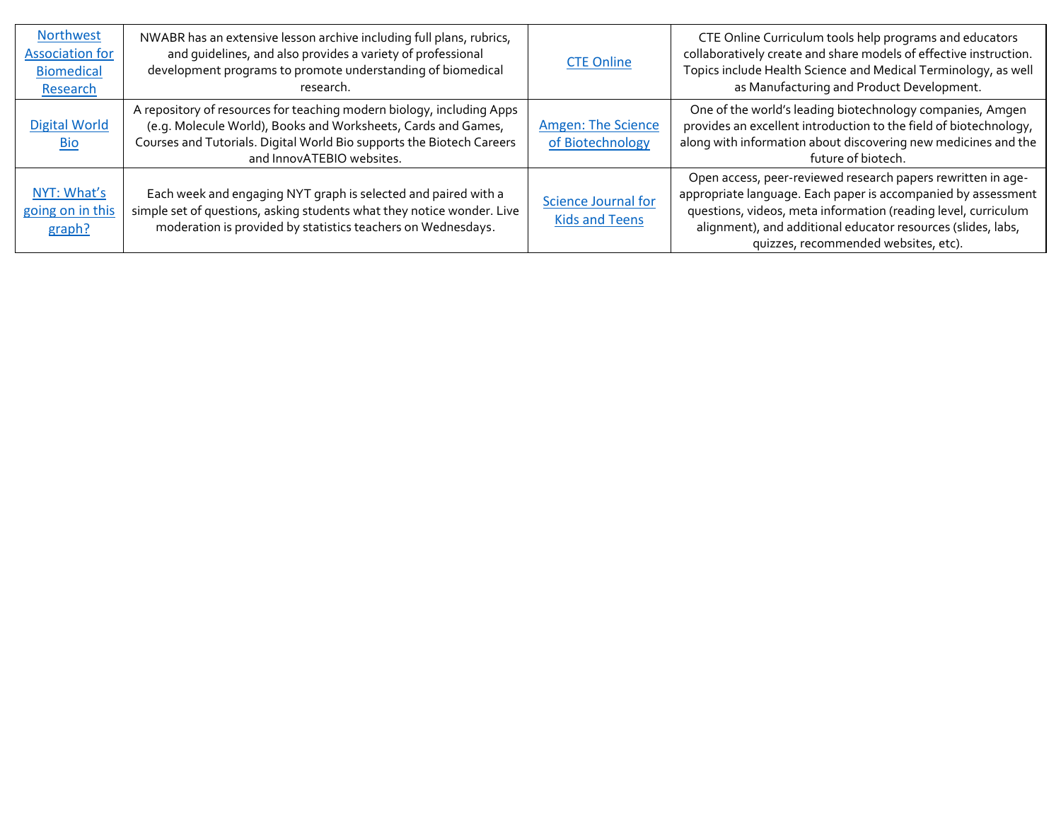| | | | |
|---|---|---|---|
| Northwest Association for Biomedical Research | NWABR has an extensive lesson archive including full plans, rubrics, and guidelines, and also provides a variety of professional development programs to promote understanding of biomedical research. | CTE Online | CTE Online Curriculum tools help programs and educators collaboratively create and share models of effective instruction. Topics include Health Science and Medical Terminology, as well as Manufacturing and Product Development. |
| Digital World Bio | A repository of resources for teaching modern biology, including Apps (e.g. Molecule World), Books and Worksheets, Cards and Games, Courses and Tutorials. Digital World Bio supports the Biotech Careers and InnovATEBIO websites. | Amgen: The Science of Biotechnology | One of the world's leading biotechnology companies, Amgen provides an excellent introduction to the field of biotechnology, along with information about discovering new medicines and the future of biotech. |
| NYT: What's going on in this graph? | Each week and engaging NYT graph is selected and paired with a simple set of questions, asking students what they notice wonder. Live moderation is provided by statistics teachers on Wednesdays. | Science Journal for Kids and Teens | Open access, peer-reviewed research papers rewritten in age-appropriate language. Each paper is accompanied by assessment questions, videos, meta information (reading level, curriculum alignment), and additional educator resources (slides, labs, quizzes, recommended websites, etc). |